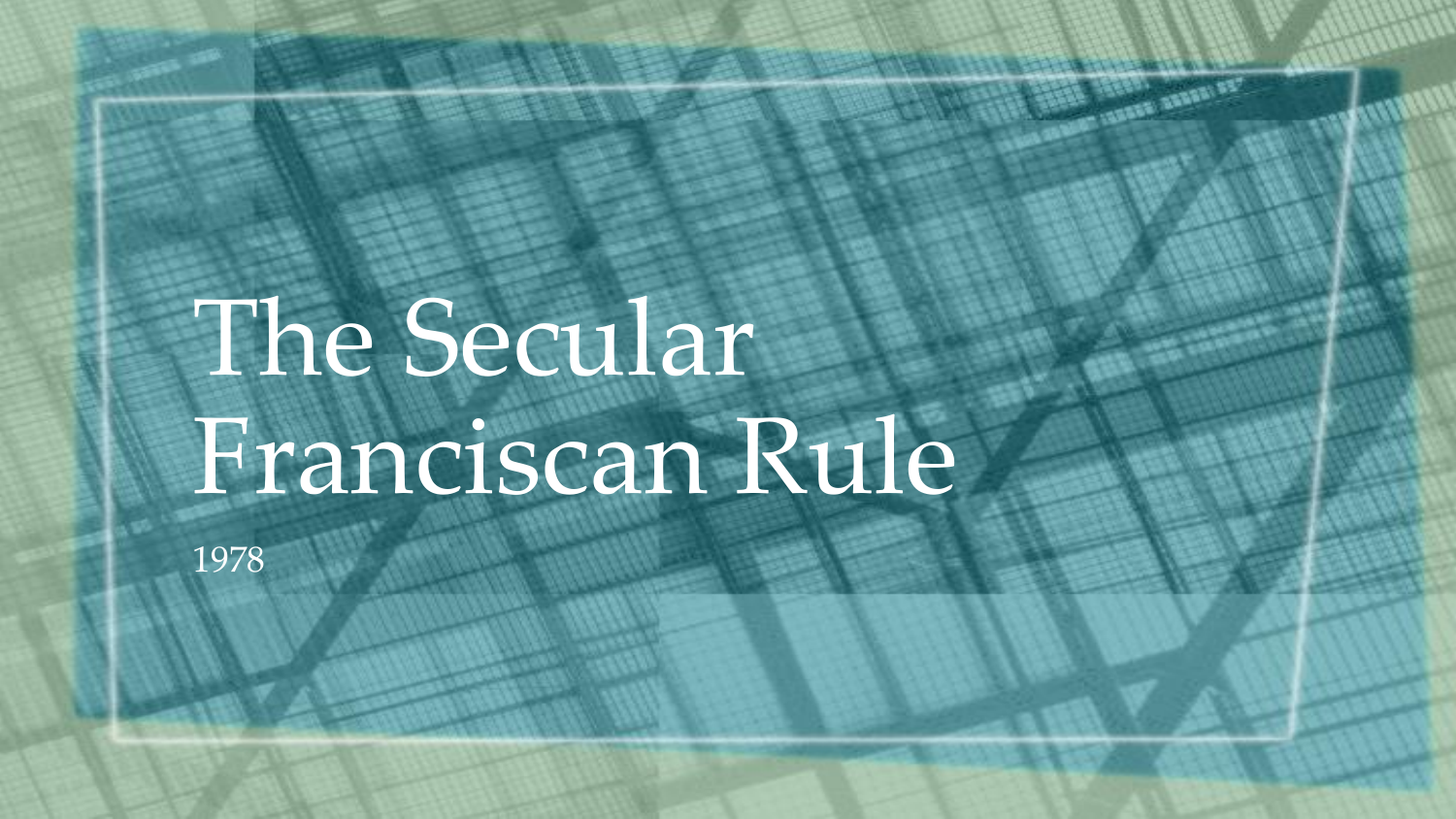# The Secular Franciscan Rule

1978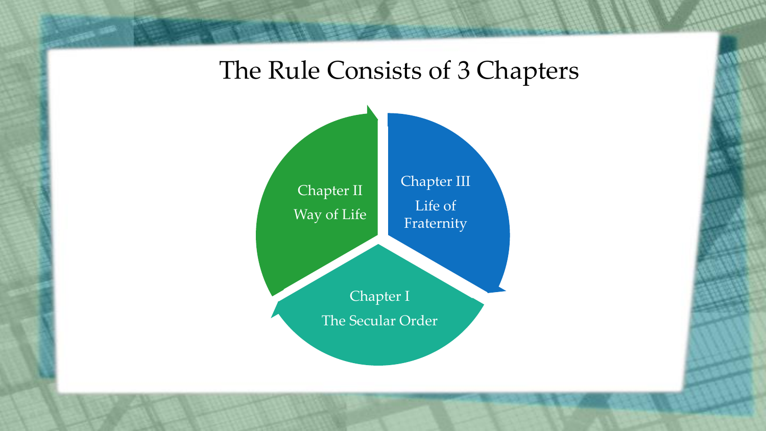# The Rule Consists of 3 Chapters

- Chapter I
  The Secular Order
- Chapter II
  Way of Life
- Chapter III
  Life of Fraternity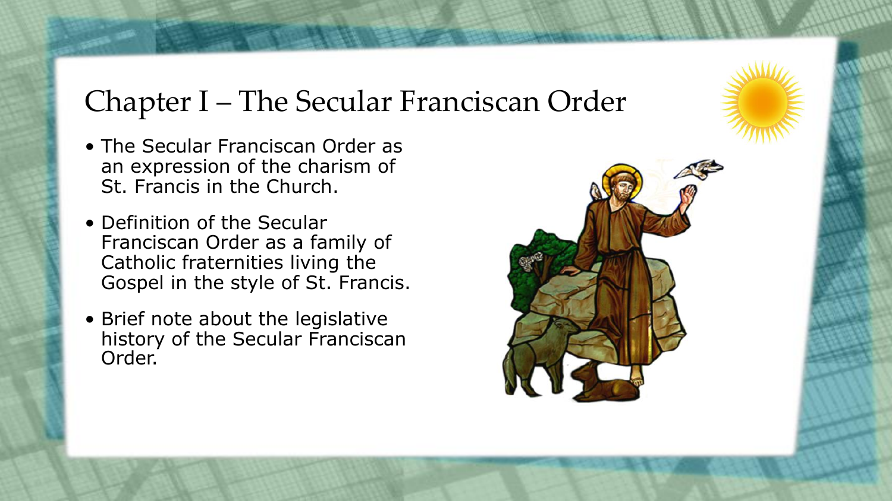# Chapter I – The Secular Franciscan Order

- The Secular Franciscan Order as an expression of the charism of St. Francis in the Church.
- Definition of the Secular Franciscan Order as a family of Catholic fraternities living the Gospel in the style of St. Francis.
- Brief note about the legislative history of the Secular Franciscan Order.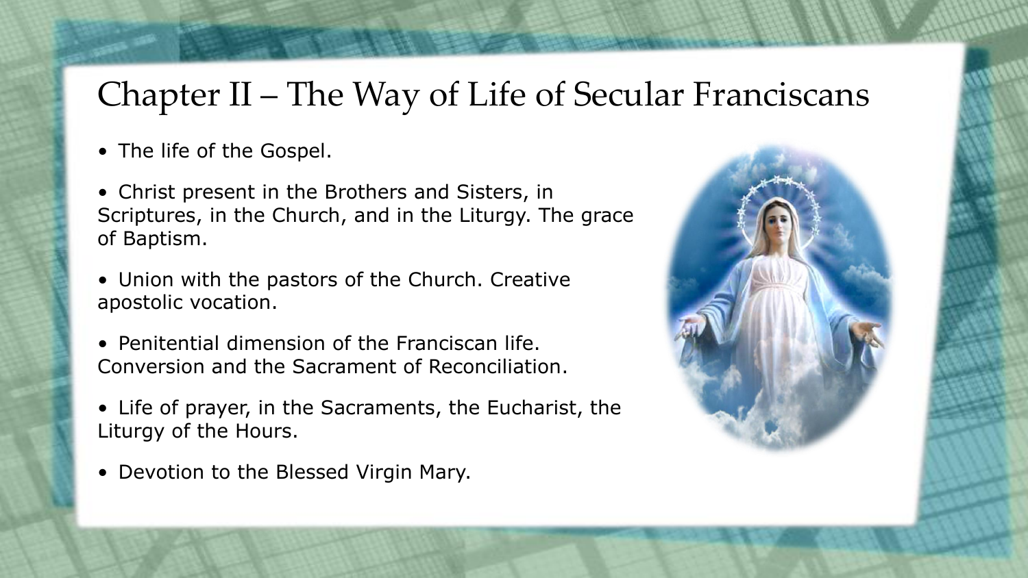# Chapter II – The Way of Life of Secular Franciscans

- The life of the Gospel.
- Christ present in the Brothers and Sisters, in Scriptures, in the Church, and in the Liturgy. The grace of Baptism.
- Union with the pastors of the Church. Creative apostolic vocation.
- Penitential dimension of the Franciscan life. Conversion and the Sacrament of Reconciliation.
- Life of prayer, in the Sacraments, the Eucharist, the Liturgy of the Hours.
- Devotion to the Blessed Virgin Mary.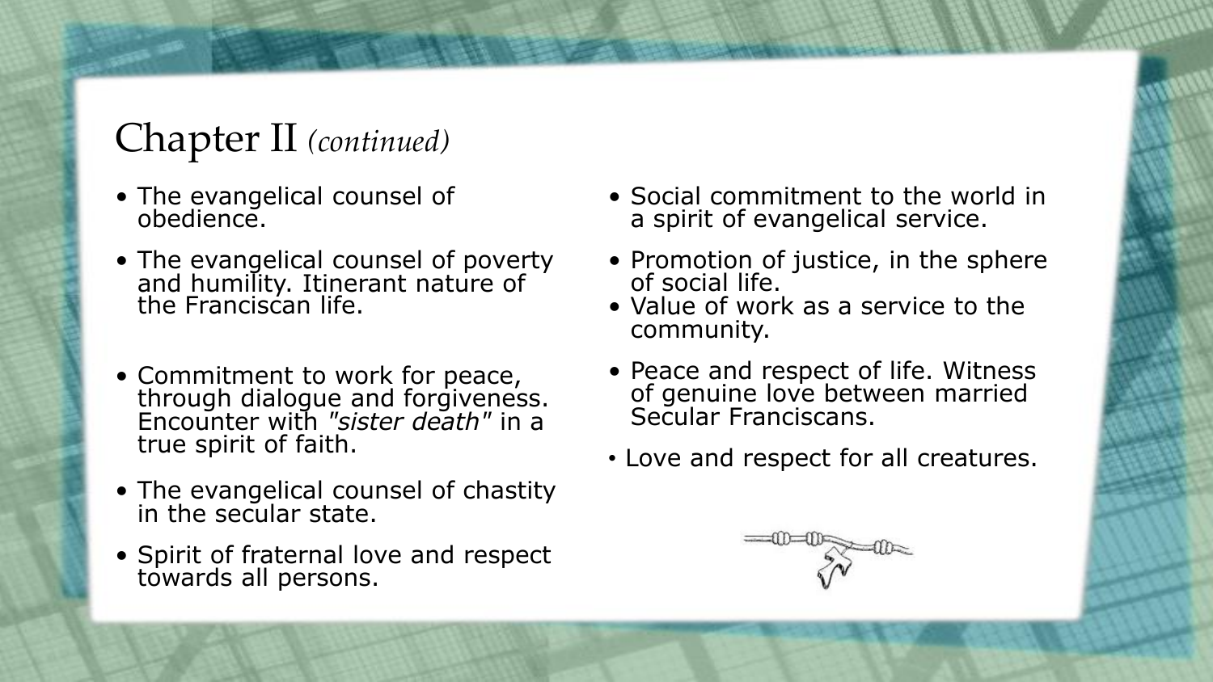## Chapter II *(continued)*

- The evangelical counsel of obedience.
- The evangelical counsel of poverty and humility. Itinerant nature of the Franciscan life.
- Commitment to work for peace, through dialogue and forgiveness. Encounter with *"sister death"* in a true spirit of faith.
- The evangelical counsel of chastity in the secular state.
- Spirit of fraternal love and respect towards all persons.
- Social commitment to the world in a spirit of evangelical service.
- Promotion of justice, in the sphere of social life.
- Value of work as a service to the community.
- Peace and respect of life. Witness of genuine love between married Secular Franciscans.
- Love and respect for all creatures.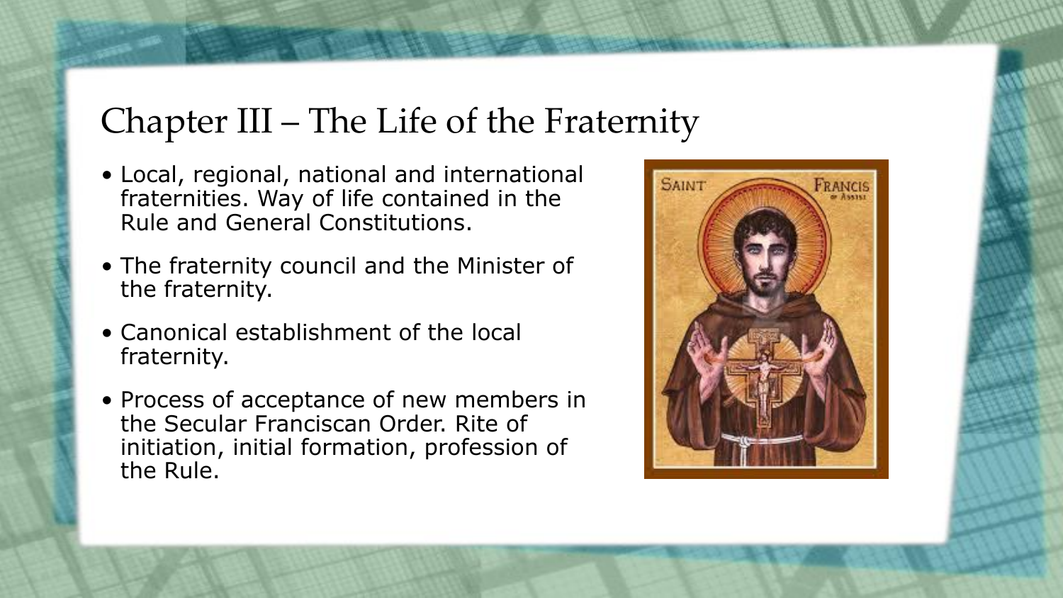## Chapter III – The Life of the Fraternity

- Local, regional, national and international fraternities. Way of life contained in the Rule and General Constitutions.
- The fraternity council and the Minister of the fraternity.
- Canonical establishment of the local fraternity.
- Process of acceptance of new members in the Secular Franciscan Order. Rite of initiation, initial formation, profession of the Rule.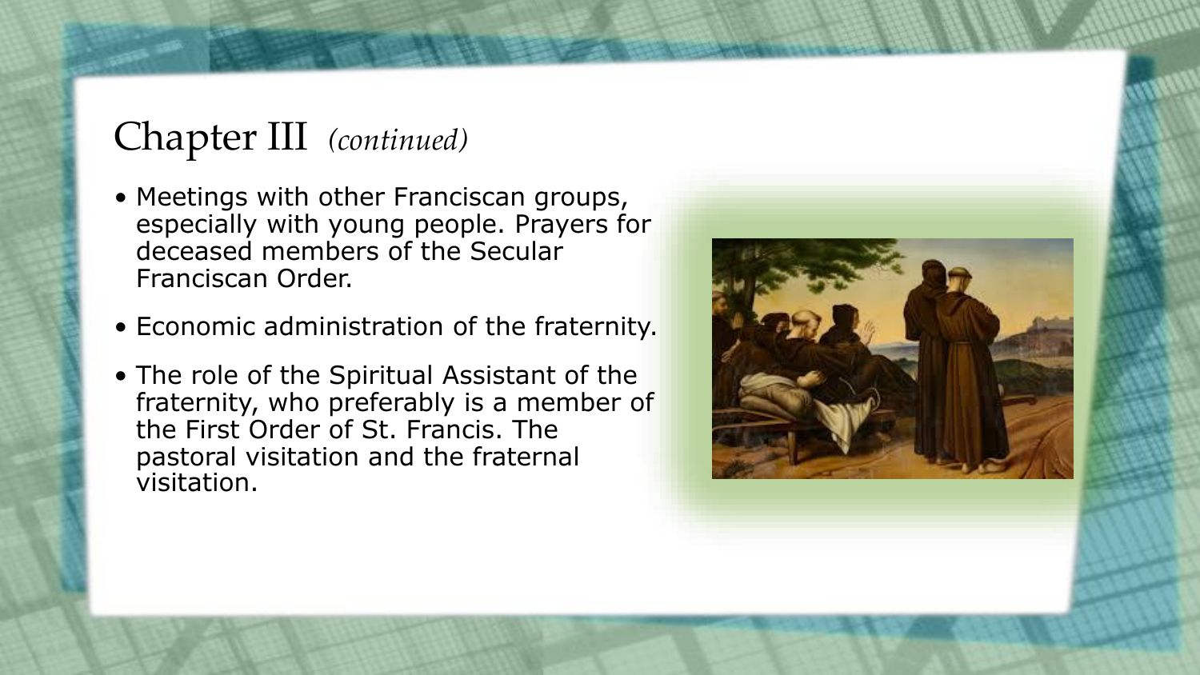# Chapter III *(continued)*

- Meetings with other Franciscan groups, especially with young people. Prayers for deceased members of the Secular Franciscan Order.
- Economic administration of the fraternity.
- The role of the Spiritual Assistant of the fraternity, who preferably is a member of the First Order of St. Francis. The pastoral visitation and the fraternal visitation.